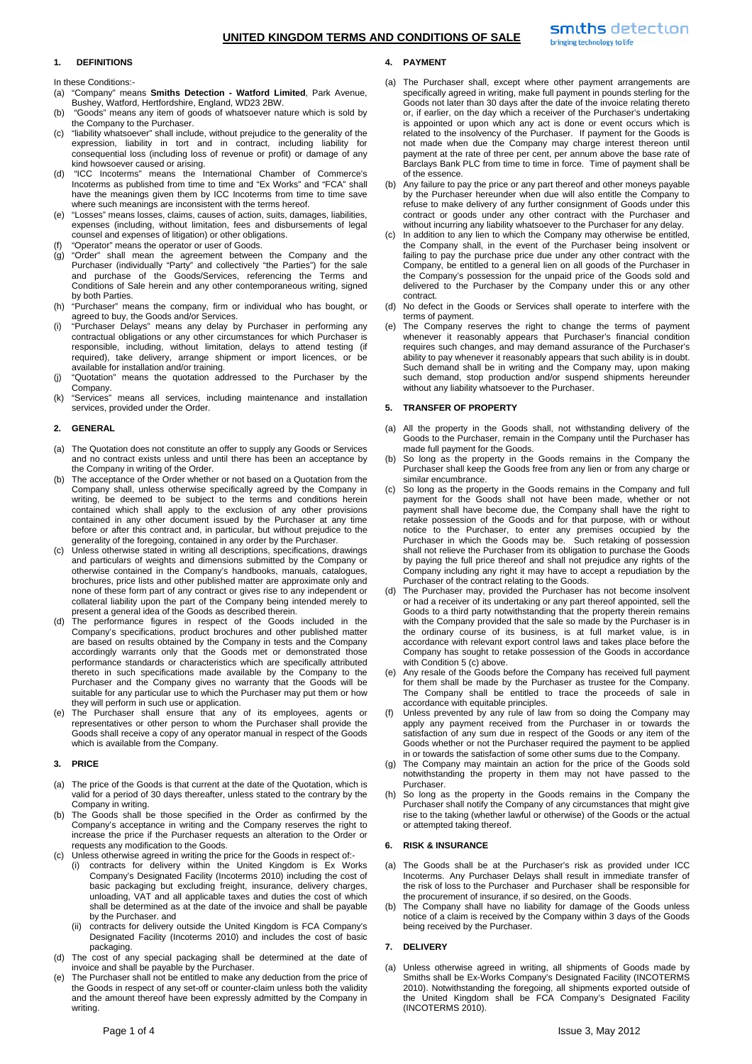# UNITED KINGDOM TERMS AND CONDITIONS OF SALE

## 1. DEFINITIONS

In these Conditions:-

(a) "Company" means **Smiths Detection - Watford Limited**, Park Avenue, Bushey, Watford, Hertfordshire, England, WD23 2BW.

(b) "Goods" means any item of goods of whatsoever nature which is sold by the Company to the Purchaser.

(c) "liability whatsoever" shall include, without prejudice to the generality of the expression, liability in tort and in contract, including liability for consequential loss (including loss of revenue or profit) or damage of any kind howsoever caused or arising.

(d) "ICC Incoterms" means the International Chamber of Commerce's Incoterms as published from time to time and "Ex Works" and "FCA" shall have the meanings given them by ICC Incoterms from time to time save where such meanings are inconsistent with the terms hereof.

(e) "Losses" means losses, claims, causes of action, suits, damages, liabilities, expenses (including, without limitation, fees and disbursements of legal counsel and expenses of litigation) or other obligations.

(f) "Operator" means the operator or user of Goods.

(g) "Order" shall mean the agreement between the Company and the Purchaser (individually "Party" and collectively "the Parties") for the sale and purchase of the Goods/Services, referencing the Terms and Conditions of Sale herein and any other contemporaneous writing, signed by both Parties.

(h) "Purchaser" means the company, firm or individual who has bought, or agreed to buy, the Goods and/or Services.

(i) "Purchaser Delays" means any delay by Purchaser in performing any contractual obligations or any other circumstances for which Purchaser is responsible, including, without limitation, delays to attend testing (if required), take delivery, arrange shipment or import licences, or be available for installation and/or training.

(j) "Quotation" means the quotation addressed to the Purchaser by the Company.

(k) "Services" means all services, including maintenance and installation services, provided under the Order.

## 2. GENERAL

(a) The Quotation does not constitute an offer to supply any Goods or Services and no contract exists unless and until there has been an acceptance by the Company in writing of the Order.

(b) The acceptance of the Order whether or not based on a Quotation from the Company shall, unless otherwise specifically agreed by the Company in writing, be deemed to be subject to the terms and conditions herein contained which shall apply to the exclusion of any other provisions contained in any other document issued by the Purchaser at any time before or after this contract and, in particular, but without prejudice to the generality of the foregoing, contained in any order by the Purchaser.

(c) Unless otherwise stated in writing all descriptions, specifications, drawings and particulars of weights and dimensions submitted by the Company or otherwise contained in the Company's handbooks, manuals, catalogues, brochures, price lists and other published matter are approximate only and none of these form part of any contract or gives rise to any independent or collateral liability upon the part of the Company being intended merely to present a general idea of the Goods as described therein.

(d) The performance figures in respect of the Goods included in the Company's specifications, product brochures and other published matter are based on results obtained by the Company in tests and the Company accordingly warrants only that the Goods met or demonstrated those performance standards or characteristics which are specifically attributed thereto in such specifications made available by the Company to the Purchaser and the Company gives no warranty that the Goods will be suitable for any particular use to which the Purchaser may put them or how they will perform in such use or application.

(e) The Purchaser shall ensure that any of its employees, agents or representatives or other person to whom the Purchaser shall provide the Goods shall receive a copy of any operator manual in respect of the Goods which is available from the Company.

## 3. PRICE

(a) The price of the Goods is that current at the date of the Quotation, which is valid for a period of 30 days thereafter, unless stated to the contrary by the Company in writing.

(b) The Goods shall be those specified in the Order as confirmed by the Company's acceptance in writing and the Company reserves the right to increase the price if the Purchaser requests an alteration to the Order or requests any modification to the Goods.

(c) Unless otherwise agreed in writing the price for the Goods in respect of:-
   (i) contracts for delivery within the United Kingdom is Ex Works Company's Designated Facility (Incoterms 2010) including the cost of basic packaging but excluding freight, insurance, delivery charges, unloading, VAT and all applicable taxes and duties the cost of which shall be determined as at the date of the invoice and shall be payable by the Purchaser. and
   (ii) contracts for delivery outside the United Kingdom is FCA Company's Designated Facility (Incoterms 2010) and includes the cost of basic packaging.

(d) The cost of any special packaging shall be determined at the date of invoice and shall be payable by the Purchaser.

(e) The Purchaser shall not be entitled to make any deduction from the price of the Goods in respect of any set-off or counter-claim unless both the validity and the amount thereof have been expressly admitted by the Company in writing.

## 4. PAYMENT

(a) The Purchaser shall, except where other payment arrangements are specifically agreed in writing, make full payment in pounds sterling for the Goods not later than 30 days after the date of the invoice relating thereto or, if earlier, on the day which a receiver of the Purchaser's undertaking is appointed or upon which any act is done or event occurs which is related to the insolvency of the Purchaser. If payment for the Goods is not made when due the Company may charge interest thereon until payment at the rate of three per cent, per annum above the base rate of Barclays Bank PLC from time to time in force. Time of payment shall be of the essence.

(b) Any failure to pay the price or any part thereof and other moneys payable by the Purchaser hereunder when due will also entitle the Company to refuse to make delivery of any further consignment of Goods under this contract or goods under any other contract with the Purchaser and without incurring any liability whatsoever to the Purchaser for any delay.

(c) In addition to any lien to which the Company may otherwise be entitled, the Company shall, in the event of the Purchaser being insolvent or failing to pay the purchase price due under any other contract with the Company, be entitled to a general lien on all goods of the Purchaser in the Company's possession for the unpaid price of the Goods sold and delivered to the Purchaser by the Company under this or any other contract.

(d) No defect in the Goods or Services shall operate to interfere with the terms of payment.

(e) The Company reserves the right to change the terms of payment whenever it reasonably appears that Purchaser's financial condition requires such changes, and may demand assurance of the Purchaser's ability to pay whenever it reasonably appears that such ability is in doubt. Such demand shall be in writing and the Company may, upon making such demand, stop production and/or suspend shipments hereunder without any liability whatsoever to the Purchaser.

## 5. TRANSFER OF PROPERTY

(a) All the property in the Goods shall, not withstanding delivery of the Goods to the Purchaser, remain in the Company until the Purchaser has made full payment for the Goods.

(b) So long as the property in the Goods remains in the Company the Purchaser shall keep the Goods free from any lien or from any charge or similar encumbrance.

(c) So long as the property in the Goods remains in the Company and full payment for the Goods shall not have been made, whether or not payment shall have become due, the Company shall have the right to retake possession of the Goods and for that purpose, with or without notice to the Purchaser, to enter any premises occupied by the Purchaser in which the Goods may be. Such retaking of possession shall not relieve the Purchaser from its obligation to purchase the Goods by paying the full price thereof and shall not prejudice any rights of the Company including any right it may have to accept a repudiation by the Purchaser of the contract relating to the Goods.

(d) The Purchaser may, provided the Purchaser has not become insolvent or had a receiver of its undertaking or any part thereof appointed, sell the Goods to a third party notwithstanding that the property therein remains with the Company provided that the sale so made by the Purchaser is in the ordinary course of its business, is at full market value, is in accordance with relevant export control laws and takes place before the Company has sought to retake possession of the Goods in accordance with Condition 5 (c) above.

(e) Any resale of the Goods before the Company has received full payment for them shall be made by the Purchaser as trustee for the Company. The Company shall be entitled to trace the proceeds of sale in accordance with equitable principles.

(f) Unless prevented by any rule of law from so doing the Company may apply any payment received from the Purchaser in or towards the satisfaction of any sum due in respect of the Goods or any item of the Goods whether or not the Purchaser required the payment to be applied in or towards the satisfaction of some other sums due to the Company.

(g) The Company may maintain an action for the price of the Goods sold notwithstanding the property in them may not have passed to the Purchaser.

(h) So long as the property in the Goods remains in the Company the Purchaser shall notify the Company of any circumstances that might give rise to the taking (whether lawful or otherwise) of the Goods or the actual or attempted taking thereof.

## 6. RISK & INSURANCE

(a) The Goods shall be at the Purchaser's risk as provided under ICC Incoterms. Any Purchaser Delays shall result in immediate transfer of the risk of loss to the Purchaser and Purchaser shall be responsible for the procurement of insurance, if so desired, on the Goods.

(b) The Company shall have no liability for damage of the Goods unless notice of a claim is received by the Company within 3 days of the Goods being received by the Purchaser.

## 7. DELIVERY

(a) Unless otherwise agreed in writing, all shipments of Goods made by Smiths shall be Ex-Works Company's Designated Facility (INCOTERMS 2010). Notwithstanding the foregoing, all shipments exported outside of the United Kingdom shall be FCA Company's Designated Facility (INCOTERMS 2010).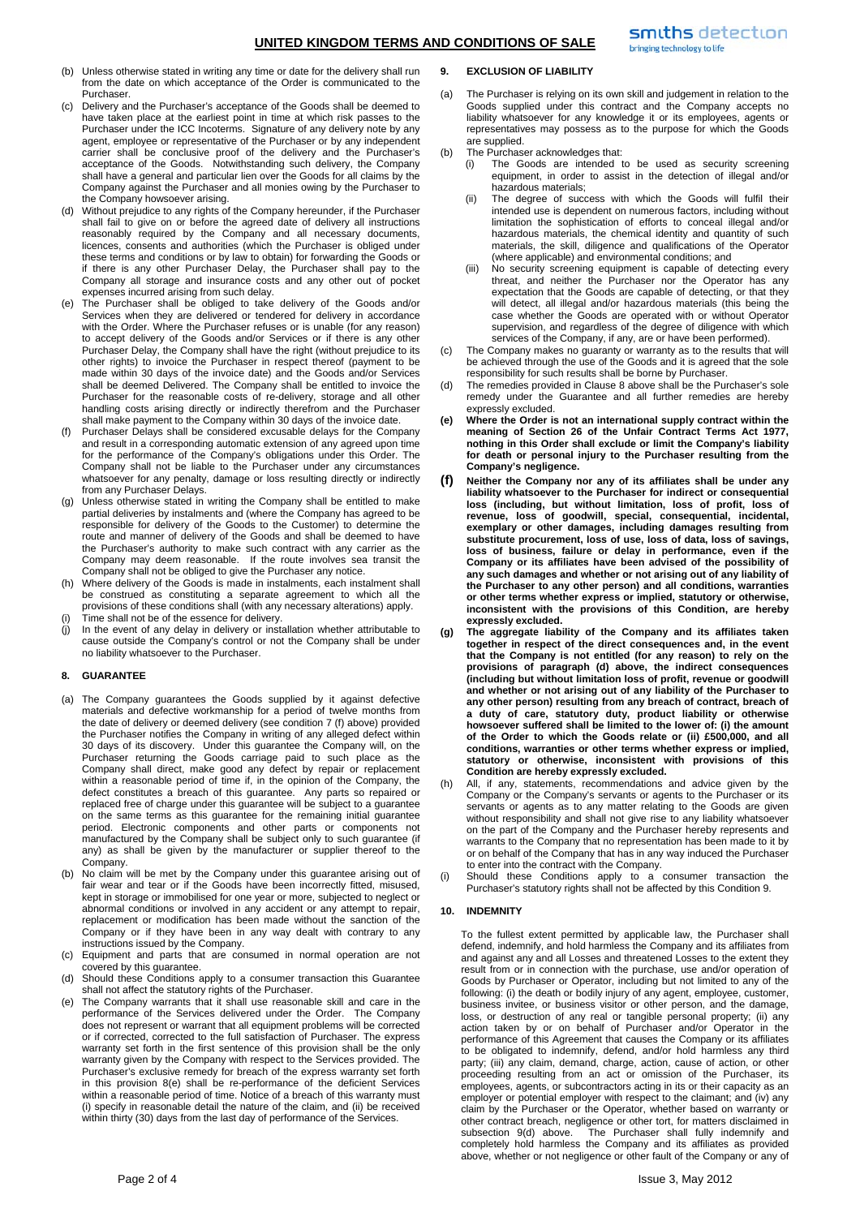(b) Unless otherwise stated in writing any time or date for the delivery shall run from the date on which acceptance of the Order is communicated to the Purchaser.

(c) Delivery and the Purchaser's acceptance of the Goods shall be deemed to have taken place at the earliest point in time at which risk passes to the Purchaser under the ICC Incoterms. Signature of any delivery note by any agent, employee or representative of the Purchaser or by any independent carrier shall be conclusive proof of the delivery and the Purchaser's acceptance of the Goods. Notwithstanding such delivery, the Company shall have a general and particular lien over the Goods for all claims by the Company against the Purchaser and all monies owing by the Purchaser to the Company howsoever arising.

(d) Without prejudice to any rights of the Company hereunder, if the Purchaser shall fail to give on or before the agreed date of delivery all instructions reasonably required by the Company and all necessary documents, licences, consents and authorities (which the Purchaser is obliged under these terms and conditions or by law to obtain) for forwarding the Goods or if there is any other Purchaser Delay, the Purchaser shall pay to the Company all storage and insurance costs and any other out of pocket expenses incurred arising from such delay.

(e) The Purchaser shall be obliged to take delivery of the Goods and/or Services when they are delivered or tendered for delivery in accordance with the Order. Where the Purchaser refuses or is unable (for any reason) to accept delivery of the Goods and/or Services or if there is any other Purchaser Delay, the Company shall have the right (without prejudice to its other rights) to invoice the Purchaser in respect thereof (payment to be made within 30 days of the invoice date) and the Goods and/or Services shall be deemed Delivered. The Company shall be entitled to invoice the Purchaser for the reasonable costs of re-delivery, storage and all other handling costs arising directly or indirectly therefrom and the Purchaser shall make payment to the Company within 30 days of the invoice date.

(f) Purchaser Delays shall be considered excusable delays for the Company and result in a corresponding automatic extension of any agreed upon time for the performance of the Company's obligations under this Order. The Company shall not be liable to the Purchaser under any circumstances whatsoever for any penalty, damage or loss resulting directly or indirectly from any Purchaser Delays.

(g) Unless otherwise stated in writing the Company shall be entitled to make partial deliveries by instalments and (where the Company has agreed to be responsible for delivery of the Goods to the Customer) to determine the route and manner of delivery of the Goods and shall be deemed to have the Purchaser's authority to make such contract with any carrier as the Company may deem reasonable. If the route involves sea transit the Company shall not be obliged to give the Purchaser any notice.

(h) Where delivery of the Goods is made in instalments, each instalment shall be construed as constituting a separate agreement to which all the provisions of these conditions shall (with any necessary alterations) apply.

(i) Time shall not be of the essence for delivery.

(j) In the event of any delay in delivery or installation whether attributable to cause outside the Company's control or not the Company shall be under no liability whatsoever to the Purchaser.

## 8. GUARANTEE

(a) The Company guarantees the Goods supplied by it against defective materials and defective workmanship for a period of twelve months from the date of delivery or deemed delivery (see condition 7 (f) above) provided the Purchaser notifies the Company in writing of any alleged defect within 30 days of its discovery. Under this guarantee the Company will, on the Purchaser returning the Goods carriage paid to such place as the Company shall direct, make good any defect by repair or replacement within a reasonable period of time if, in the opinion of the Company, the defect constitutes a breach of this guarantee. Any parts so repaired or replaced free of charge under this guarantee will be subject to a guarantee on the same terms as this guarantee for the remaining initial guarantee period. Electronic components and other parts or components not manufactured by the Company shall be subject only to such guarantee (if any) as shall be given by the manufacturer or supplier thereof to the Company.

(b) No claim will be met by the Company under this guarantee arising out of fair wear and tear or if the Goods have been incorrectly fitted, misused, kept in storage or immobilised for one year or more, subjected to neglect or abnormal conditions or involved in any accident or any attempt to repair, replacement or modification has been made without the sanction of the Company or if they have been in any way dealt with contrary to any instructions issued by the Company.

(c) Equipment and parts that are consumed in normal operation are not covered by this guarantee.

(d) Should these Conditions apply to a consumer transaction this Guarantee shall not affect the statutory rights of the Purchaser.

(e) The Company warrants that it shall use reasonable skill and care in the performance of the Services delivered under the Order. The Company does not represent or warrant that all equipment problems will be corrected or if corrected, corrected to the full satisfaction of Purchaser. The express warranty set forth in the first sentence of this provision shall be the only warranty given by the Company with respect to the Services provided. The Purchaser's exclusive remedy for breach of the express warranty set forth in this provision 8(e) shall be re-performance of the deficient Services within a reasonable period of time. Notice of a breach of this warranty must (i) specify in reasonable detail the nature of the claim, and (ii) be received within thirty (30) days from the last day of performance of the Services.

## 9. EXCLUSION OF LIABILITY

(a) The Purchaser is relying on its own skill and judgement in relation to the Goods supplied under this contract and the Company accepts no liability whatsoever for any knowledge it or its employees, agents or representatives may possess as to the purpose for which the Goods are supplied.

(b) The Purchaser acknowledges that:
   (i) The Goods are intended to be used as security screening equipment, in order to assist in the detection of illegal and/or hazardous materials;
   (ii) The degree of success with which the Goods will fulfil their intended use is dependent on numerous factors, including without limitation the sophistication of efforts to conceal illegal and/or hazardous materials, the chemical identity and quantity of such materials, the skill, diligence and qualifications of the Operator (where applicable) and environmental conditions; and
   (iii) No security screening equipment is capable of detecting every threat, and neither the Purchaser nor the Operator has any expectation that the Goods are capable of detecting, or that they will detect, all illegal and/or hazardous materials (this being the case whether the Goods are operated with or without Operator supervision, and regardless of the degree of diligence with which services of the Company, if any, are or have been performed).

(c) The Company makes no guaranty or warranty as to the results that will be achieved through the use of the Goods and it is agreed that the sole responsibility for such results shall be borne by Purchaser.

(d) The remedies provided in Clause 8 above shall be the Purchaser's sole remedy under the Guarantee and all further remedies are hereby expressly excluded.

**(e) Where the Order is not an international supply contract within the meaning of Section 26 of the Unfair Contract Terms Act 1977, nothing in this Order shall exclude or limit the Company's liability for death or personal injury to the Purchaser resulting from the Company's negligence.**

**(f) Neither the Company nor any of its affiliates shall be under any liability whatsoever to the Purchaser for indirect or consequential loss (including, but without limitation, loss of profit, loss of revenue, loss of goodwill, special, consequential, incidental, exemplary or other damages, including damages resulting from substitute procurement, loss of use, loss of data, loss of savings, loss of business, failure or delay in performance, even if the Company or its affiliates have been advised of the possibility of any such damages and whether or not arising out of any liability of the Purchaser to any other person) and all conditions, warranties or other terms whether express or implied, statutory or otherwise, inconsistent with the provisions of this Condition, are hereby expressly excluded.**

**(g) The aggregate liability of the Company and its affiliates taken together in respect of the direct consequences and, in the event that the Company is not entitled (for any reason) to rely on the provisions of paragraph (d) above, the indirect consequences (including but without limitation loss of profit, revenue or goodwill and whether or not arising out of any liability of the Purchaser to any other person) resulting from any breach of contract, breach of a duty of care, statutory duty, product liability or otherwise howsoever suffered shall be limited to the lower of: (i) the amount of the Order to which the Goods relate or (ii) £500,000, and all conditions, warranties or other terms whether express or implied, statutory or otherwise, inconsistent with provisions of this Condition are hereby expressly excluded.**

(h) All, if any, statements, recommendations and advice given by the Company or the Company's servants or agents to the Purchaser or its servants or agents as to any matter relating to the Goods are given without responsibility and shall not give rise to any liability whatsoever on the part of the Company and the Purchaser hereby represents and warrants to the Company that no representation has been made to it by or on behalf of the Company that has in any way induced the Purchaser to enter into the contract with the Company.

(i) Should these Conditions apply to a consumer transaction the Purchaser's statutory rights shall not be affected by this Condition 9.

## 10. INDEMNITY

To the fullest extent permitted by applicable law, the Purchaser shall defend, indemnify, and hold harmless the Company and its affiliates from and against any and all Losses and threatened Losses to the extent they result from or in connection with the purchase, use and/or operation of Goods by Purchaser or Operator, including but not limited to any of the following: (i) the death or bodily injury of any agent, employee, customer, business invitee, or business visitor or other person, and the damage, loss, or destruction of any real or tangible personal property; (ii) any action taken by or on behalf of Purchaser and/or Operator in the performance of this Agreement that causes the Company or its affiliates to be obligated to indemnify, defend, and/or hold harmless any third party; (iii) any claim, demand, charge, action, cause of action, or other proceeding resulting from an act or omission of the Purchaser, its employees, agents, or subcontractors acting in its or their capacity as an employer or potential employer with respect to the claimant; and (iv) any claim by the Purchaser or the Operator, whether based on warranty or other contract breach, negligence or other tort, for matters disclaimed in subsection 9(d) above. The Purchaser shall fully indemnify and completely hold harmless the Company and its affiliates as provided above, whether or not negligence or other fault of the Company or any of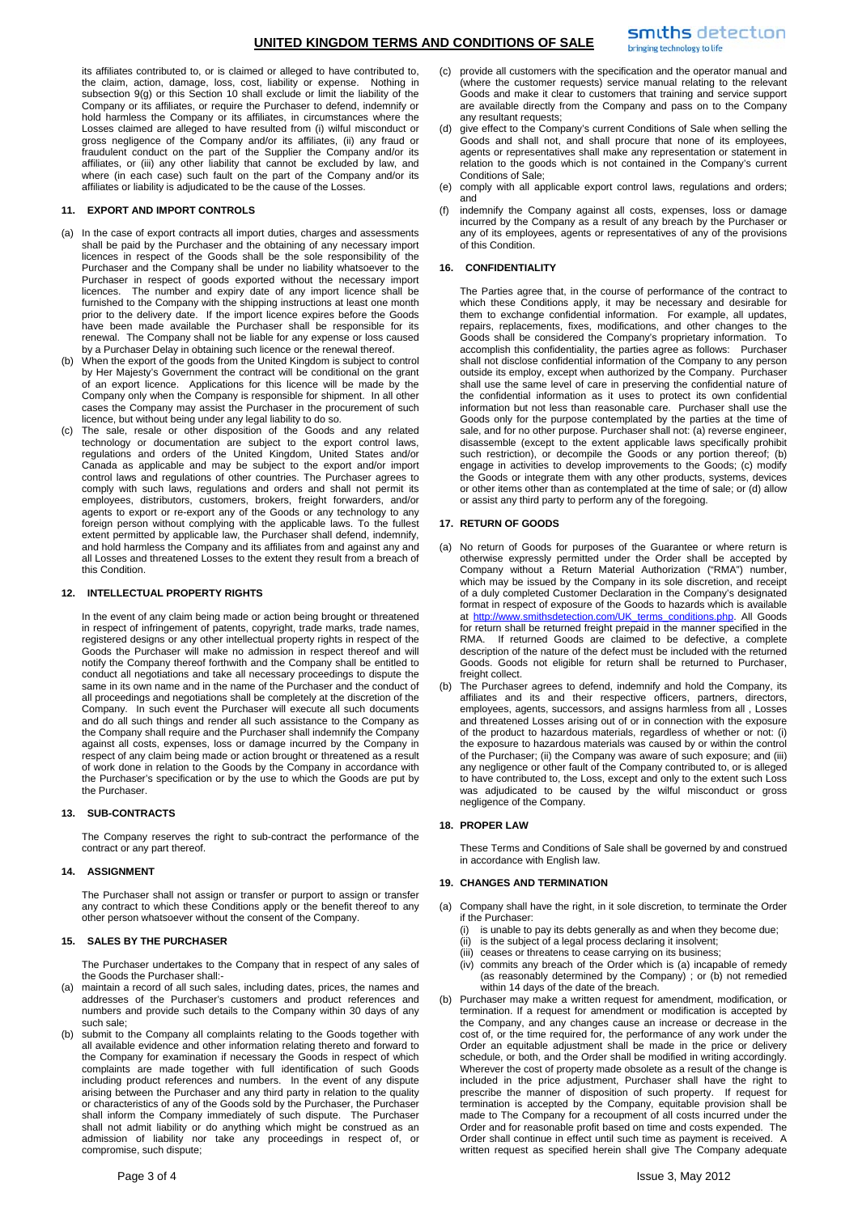its affiliates contributed to, or is claimed or alleged to have contributed to, the claim, action, damage, loss, cost, liability or expense. Nothing in subsection 9(g) or this Section 10 shall exclude or limit the liability of the Company or its affiliates, or require the Purchaser to defend, indemnify or hold harmless the Company or its affiliates, in circumstances where the Losses claimed are alleged to have resulted from (i) wilful misconduct or gross negligence of the Company and/or its affiliates, (ii) any fraud or fraudulent conduct on the part of the Supplier the Company and/or its affiliates, or (iii) any other liability that cannot be excluded by law, and where (in each case) such fault on the part of the Company and/or its affiliates or liability is adjudicated to be the cause of the Losses.

### 11. EXPORT AND IMPORT CONTROLS

(a) In the case of export contracts all import duties, charges and assessments shall be paid by the Purchaser and the obtaining of any necessary import licences in respect of the Goods shall be the sole responsibility of the Purchaser and the Company shall be under no liability whatsoever to the Purchaser in respect of goods exported without the necessary import licences. The number and expiry date of any import licence shall be furnished to the Company with the shipping instructions at least one month prior to the delivery date. If the import licence expires before the Goods have been made available the Purchaser shall be responsible for its renewal. The Company shall not be liable for any expense or loss caused by a Purchaser Delay in obtaining such licence or the renewal thereof.

(b) When the export of the goods from the United Kingdom is subject to control by Her Majesty's Government the contract will be conditional on the grant of an export licence. Applications for this licence will be made by the Company only when the Company is responsible for shipment. In all other cases the Company may assist the Purchaser in the procurement of such licence, but without being under any legal liability to do so.

(c) The sale, resale or other disposition of the Goods and any related technology or documentation are subject to the export control laws, regulations and orders of the United Kingdom, United States and/or Canada as applicable and may be subject to the export and/or import control laws and regulations of other countries. The Purchaser agrees to comply with such laws, regulations and orders and shall not permit its employees, distributors, customers, brokers, freight forwarders, and/or agents to export or re-export any of the Goods or any technology to any foreign person without complying with the applicable laws. To the fullest extent permitted by applicable law, the Purchaser shall defend, indemnify, and hold harmless the Company and its affiliates from and against any and all Losses and threatened Losses to the extent they result from a breach of this Condition.

### 12. INTELLECTUAL PROPERTY RIGHTS

In the event of any claim being made or action being brought or threatened in respect of infringement of patents, copyright, trade marks, trade names, registered designs or any other intellectual property rights in respect of the Goods the Purchaser will make no admission in respect thereof and will notify the Company thereof forthwith and the Company shall be entitled to conduct all negotiations and take all necessary proceedings to dispute the same in its own name and in the name of the Purchaser and the conduct of all proceedings and negotiations shall be completely at the discretion of the Company. In such event the Purchaser will execute all such documents and do all such things and render all such assistance to the Company as the Company shall require and the Purchaser shall indemnify the Company against all costs, expenses, loss or damage incurred by the Company in respect of any claim being made or action brought or threatened as a result of work done in relation to the Goods by the Company in accordance with the Purchaser's specification or by the use to which the Goods are put by the Purchaser.

### 13. SUB-CONTRACTS

The Company reserves the right to sub-contract the performance of the contract or any part thereof.

### 14. ASSIGNMENT

The Purchaser shall not assign or transfer or purport to assign or transfer any contract to which these Conditions apply or the benefit thereof to any other person whatsoever without the consent of the Company.

### 15. SALES BY THE PURCHASER

The Purchaser undertakes to the Company that in respect of any sales of the Goods the Purchaser shall:-

(a) maintain a record of all such sales, including dates, prices, the names and addresses of the Purchaser's customers and product references and numbers and provide such details to the Company within 30 days of any such sale;

(b) submit to the Company all complaints relating to the Goods together with all available evidence and other information relating thereto and forward to the Company for examination if necessary the Goods in respect of which complaints are made together with full identification of such Goods including product references and numbers. In the event of any dispute arising between the Purchaser and any third party in relation to the quality or characteristics of any of the Goods sold by the Purchaser, the Purchaser shall inform the Company immediately of such dispute. The Purchaser shall not admit liability or do anything which might be construed as an admission of liability nor take any proceedings in respect of, or compromise, such dispute;

(c) provide all customers with the specification and the operator manual and (where the customer requests) service manual relating to the relevant Goods and make it clear to customers that training and service support are available directly from the Company and pass on to the Company any resultant requests;

(d) give effect to the Company's current Conditions of Sale when selling the Goods and shall not, and shall procure that none of its employees, agents or representatives shall make any representation or statement in relation to the goods which is not contained in the Company's current Conditions of Sale;

(e) comply with all applicable export control laws, regulations and orders; and

(f) indemnify the Company against all costs, expenses, loss or damage incurred by the Company as a result of any breach by the Purchaser or any of its employees, agents or representatives of any of the provisions of this Condition.

### 16. CONFIDENTIALITY

The Parties agree that, in the course of performance of the contract to which these Conditions apply, it may be necessary and desirable for them to exchange confidential information. For example, all updates, repairs, replacements, fixes, modifications, and other changes to the Goods shall be considered the Company's proprietary information. To accomplish this confidentiality, the parties agree as follows: Purchaser shall not disclose confidential information of the Company to any person outside its employ, except when authorized by the Company. Purchaser shall use the same level of care in preserving the confidential nature of the confidential information as it uses to protect its own confidential information but not less than reasonable care. Purchaser shall use the Goods only for the purpose contemplated by the parties at the time of sale, and for no other purpose. Purchaser shall not: (a) reverse engineer, disassemble (except to the extent applicable laws specifically prohibit such restriction), or decompile the Goods or any portion thereof; (b) engage in activities to develop improvements to the Goods; (c) modify the Goods or integrate them with any other products, systems, devices or other items other than as contemplated at the time of sale; or (d) allow or assist any third party to perform any of the foregoing.

### 17. RETURN OF GOODS

(a) No return of Goods for purposes of the Guarantee or where return is otherwise expressly permitted under the Order shall be accepted by Company without a Return Material Authorization ("RMA") number, which may be issued by the Company in its sole discretion, and receipt of a duly completed Customer Declaration in the Company's designated format in respect of exposure of the Goods to hazards which is available at http://www.smithsdetection.com/UK_terms_conditions.php. All Goods for return shall be returned freight prepaid in the manner specified in the RMA. If returned Goods are claimed to be defective, a complete description of the nature of the defect must be included with the returned Goods. Goods not eligible for return shall be returned to Purchaser, freight collect.

(b) The Purchaser agrees to defend, indemnify and hold the Company, its affiliates and its and their respective officers, partners, directors, employees, agents, successors, and assigns harmless from all , Losses and threatened Losses arising out of or in connection with the exposure of the product to hazardous materials, regardless of whether or not: (i) the exposure to hazardous materials was caused by or within the control of the Purchaser; (ii) the Company was aware of such exposure; and (iii) any negligence or other fault of the Company contributed to, or is alleged to have contributed to, the Loss, except and only to the extent such Loss was adjudicated to be caused by the wilful misconduct or gross negligence of the Company.

### 18. PROPER LAW

These Terms and Conditions of Sale shall be governed by and construed in accordance with English law.

### 19. CHANGES AND TERMINATION

(a) Company shall have the right, in it sole discretion, to terminate the Order if the Purchaser:
   (i) is unable to pay its debts generally as and when they become due;
   (ii) is the subject of a legal process declaring it insolvent;
   (iii) ceases or threatens to cease carrying on its business;
   (iv) commits any breach of the Order which is (a) incapable of remedy (as reasonably determined by the Company) ; or (b) not remedied within 14 days of the date of the breach.

(b) Purchaser may make a written request for amendment, modification, or termination. If a request for amendment or modification is accepted by the Company, and any changes cause an increase or decrease in the cost of, or the time required for, the performance of any work under the Order an equitable adjustment shall be made in the price or delivery schedule, or both, and the Order shall be modified in writing accordingly. Wherever the cost of property made obsolete as a result of the change is included in the price adjustment, Purchaser shall have the right to prescribe the manner of disposition of such property. If request for termination is accepted by the Company, equitable provision shall be made to The Company for a recoupment of all costs incurred under the Order and for reasonable profit based on time and costs expended. The Order shall continue in effect until such time as payment is received. A written request as specified herein shall give The Company adequate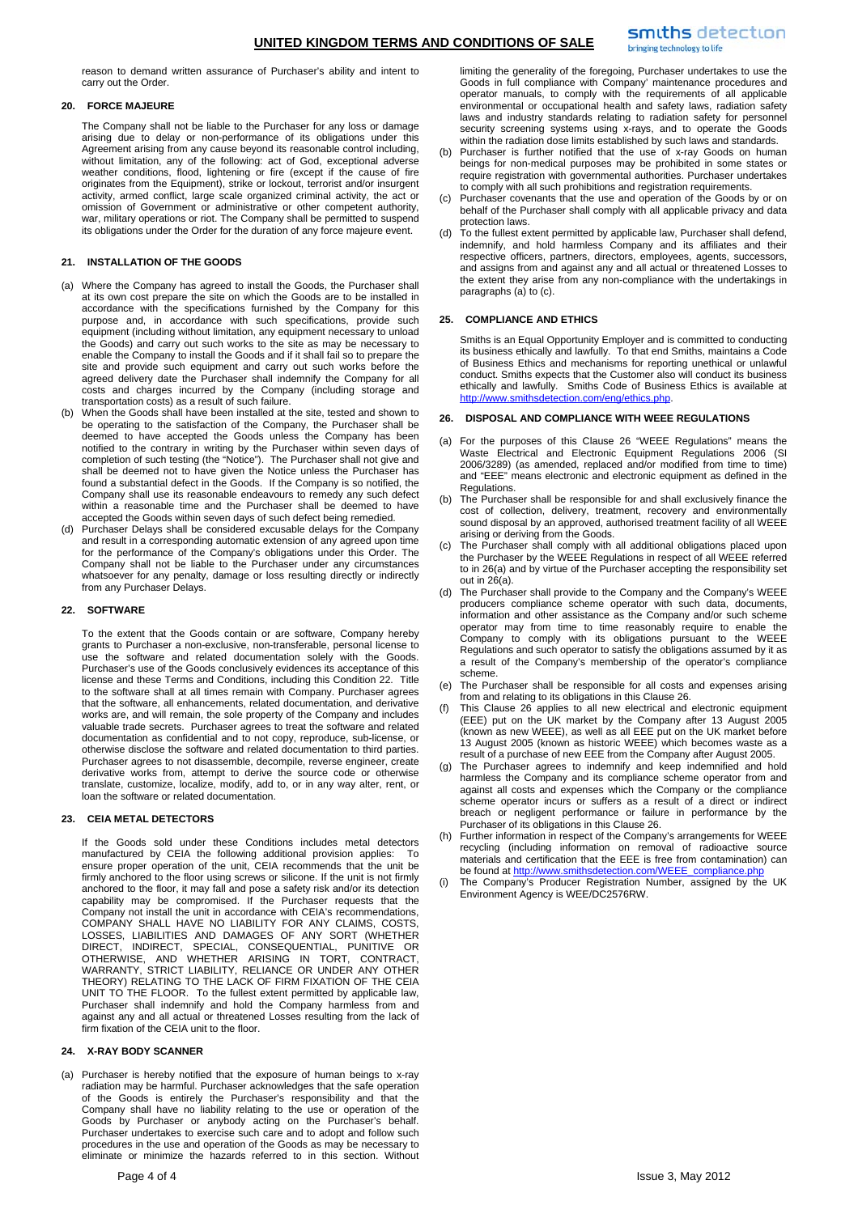reason to demand written assurance of Purchaser's ability and intent to carry out the Order.

## 20. FORCE MAJEURE

The Company shall not be liable to the Purchaser for any loss or damage arising due to delay or non-performance of its obligations under this Agreement arising from any cause beyond its reasonable control including, without limitation, any of the following: act of God, exceptional adverse weather conditions, flood, lightening or fire (except if the cause of fire originates from the Equipment), strike or lockout, terrorist and/or insurgent activity, armed conflict, large scale organized criminal activity, the act or omission of Government or administrative or other competent authority, war, military operations or riot. The Company shall be permitted to suspend its obligations under the Order for the duration of any force majeure event.

## 21. INSTALLATION OF THE GOODS

(a) Where the Company has agreed to install the Goods, the Purchaser shall at its own cost prepare the site on which the Goods are to be installed in accordance with the specifications furnished by the Company for this purpose and, in accordance with such specifications, provide such equipment (including without limitation, any equipment necessary to unload the Goods) and carry out such works to the site as may be necessary to enable the Company to install the Goods and if it shall fail so to prepare the site and provide such equipment and carry out such works before the agreed delivery date the Purchaser shall indemnify the Company for all costs and charges incurred by the Company (including storage and transportation costs) as a result of such failure.

(b) When the Goods shall have been installed at the site, tested and shown to be operating to the satisfaction of the Company, the Purchaser shall be deemed to have accepted the Goods unless the Company has been notified to the contrary in writing by the Purchaser within seven days of completion of such testing (the "Notice"). The Purchaser shall not give and shall be deemed not to have given the Notice unless the Purchaser has found a substantial defect in the Goods. If the Company is so notified, the Company shall use its reasonable endeavours to remedy any such defect within a reasonable time and the Purchaser shall be deemed to have accepted the Goods within seven days of such defect being remedied.

(d) Purchaser Delays shall be considered excusable delays for the Company and result in a corresponding automatic extension of any agreed upon time for the performance of the Company's obligations under this Order. The Company shall not be liable to the Purchaser under any circumstances whatsoever for any penalty, damage or loss resulting directly or indirectly from any Purchaser Delays.

## 22. SOFTWARE

To the extent that the Goods contain or are software, Company hereby grants to Purchaser a non-exclusive, non-transferable, personal license to use the software and related documentation solely with the Goods. Purchaser's use of the Goods conclusively evidences its acceptance of this license and these Terms and Conditions, including this Condition 22. Title to the software shall at all times remain with Company. Purchaser agrees that the software, all enhancements, related documentation, and derivative works are, and will remain, the sole property of the Company and includes valuable trade secrets. Purchaser agrees to treat the software and related documentation as confidential and to not copy, reproduce, sub-license, or otherwise disclose the software and related documentation to third parties. Purchaser agrees to not disassemble, decompile, reverse engineer, create derivative works from, attempt to derive the source code or otherwise translate, customize, localize, modify, add to, or in any way alter, rent, or loan the software or related documentation.

## 23. CEIA METAL DETECTORS

If the Goods sold under these Conditions includes metal detectors manufactured by CEIA the following additional provision applies: To ensure proper operation of the unit, CEIA recommends that the unit be firmly anchored to the floor using screws or silicone. If the unit is not firmly anchored to the floor, it may fall and pose a safety risk and/or its detection capability may be compromised. If the Purchaser requests that the Company not install the unit in accordance with CEIA's recommendations, COMPANY SHALL HAVE NO LIABILITY FOR ANY CLAIMS, COSTS, LOSSES, LIABILITIES AND DAMAGES OF ANY SORT (WHETHER DIRECT, INDIRECT, SPECIAL, CONSEQUENTIAL, PUNITIVE OR OTHERWISE, AND WHETHER ARISING IN TORT, CONTRACT, WARRANTY, STRICT LIABILITY, RELIANCE OR UNDER ANY OTHER THEORY) RELATING TO THE LACK OF FIRM FIXATION OF THE CEIA UNIT TO THE FLOOR. To the fullest extent permitted by applicable law, Purchaser shall indemnify and hold the Company harmless from and against any and all actual or threatened Losses resulting from the lack of firm fixation of the CEIA unit to the floor.

## 24. X-RAY BODY SCANNER

(a) Purchaser is hereby notified that the exposure of human beings to x-ray radiation may be harmful. Purchaser acknowledges that the safe operation of the Goods is entirely the Purchaser's responsibility and that the Company shall have no liability relating to the use or operation of the Goods by Purchaser or anybody acting on the Purchaser's behalf. Purchaser undertakes to exercise such care and to adopt and follow such procedures in the use and operation of the Goods as may be necessary to eliminate or minimize the hazards referred to in this section. Without limiting the generality of the foregoing, Purchaser undertakes to use the Goods in full compliance with Company' maintenance procedures and operator manuals, to comply with the requirements of all applicable environmental or occupational health and safety laws, radiation safety laws and industry standards relating to radiation safety for personnel security screening systems using x-rays, and to operate the Goods within the radiation dose limits established by such laws and standards.

(b) Purchaser is further notified that the use of x-ray Goods on human beings for non-medical purposes may be prohibited in some states or require registration with governmental authorities. Purchaser undertakes to comply with all such prohibitions and registration requirements.

(c) Purchaser covenants that the use and operation of the Goods by or on behalf of the Purchaser shall comply with all applicable privacy and data protection laws.

(d) To the fullest extent permitted by applicable law, Purchaser shall defend, indemnify, and hold harmless Company and its affiliates and their respective officers, partners, directors, employees, agents, successors, and assigns from and against any and all actual or threatened Losses to the extent they arise from any non-compliance with the undertakings in paragraphs (a) to (c).

## 25. COMPLIANCE AND ETHICS

Smiths is an Equal Opportunity Employer and is committed to conducting its business ethically and lawfully. To that end Smiths, maintains a Code of Business Ethics and mechanisms for reporting unethical or unlawful conduct. Smiths expects that the Customer also will conduct its business ethically and lawfully. Smiths Code of Business Ethics is available at http://www.smithsdetection.com/eng/ethics.php.

## 26. DISPOSAL AND COMPLIANCE WITH WEEE REGULATIONS

(a) For the purposes of this Clause 26 "WEEE Regulations" means the Waste Electrical and Electronic Equipment Regulations 2006 (SI 2006/3289) (as amended, replaced and/or modified from time to time) and "EEE" means electronic and electronic equipment as defined in the Regulations.

(b) The Purchaser shall be responsible for and shall exclusively finance the cost of collection, delivery, treatment, recovery and environmentally sound disposal by an approved, authorised treatment facility of all WEEE arising or deriving from the Goods.

(c) The Purchaser shall comply with all additional obligations placed upon the Purchaser by the WEEE Regulations in respect of all WEEE referred to in 26(a) and by virtue of the Purchaser accepting the responsibility set out in 26(a).

(d) The Purchaser shall provide to the Company and the Company's WEEE producers compliance scheme operator with such data, documents, information and other assistance as the Company and/or such scheme operator may from time to time reasonably require to enable the Company to comply with its obligations pursuant to the WEEE Regulations and such operator to satisfy the obligations assumed by it as a result of the Company's membership of the operator's compliance scheme.

(e) The Purchaser shall be responsible for all costs and expenses arising from and relating to its obligations in this Clause 26.

(f) This Clause 26 applies to all new electrical and electronic equipment (EEE) put on the UK market by the Company after 13 August 2005 (known as new WEEE), as well as all EEE put on the UK market before 13 August 2005 (known as historic WEEE) which becomes waste as a result of a purchase of new EEE from the Company after August 2005.

(g) The Purchaser agrees to indemnify and keep indemnified and hold harmless the Company and its compliance scheme operator from and against all costs and expenses which the Company or the compliance scheme operator incurs or suffers as a result of a direct or indirect breach or negligent performance or failure in performance by the Purchaser of its obligations in this Clause 26.

(h) Further information in respect of the Company's arrangements for WEEE recycling (including information on removal of radioactive source materials and certification that the EEE is free from contamination) can be found at http://www.smithsdetection.com/WEEE_compliance.php

(i) The Company's Producer Registration Number, assigned by the UK Environment Agency is WEE/DC2576RW.